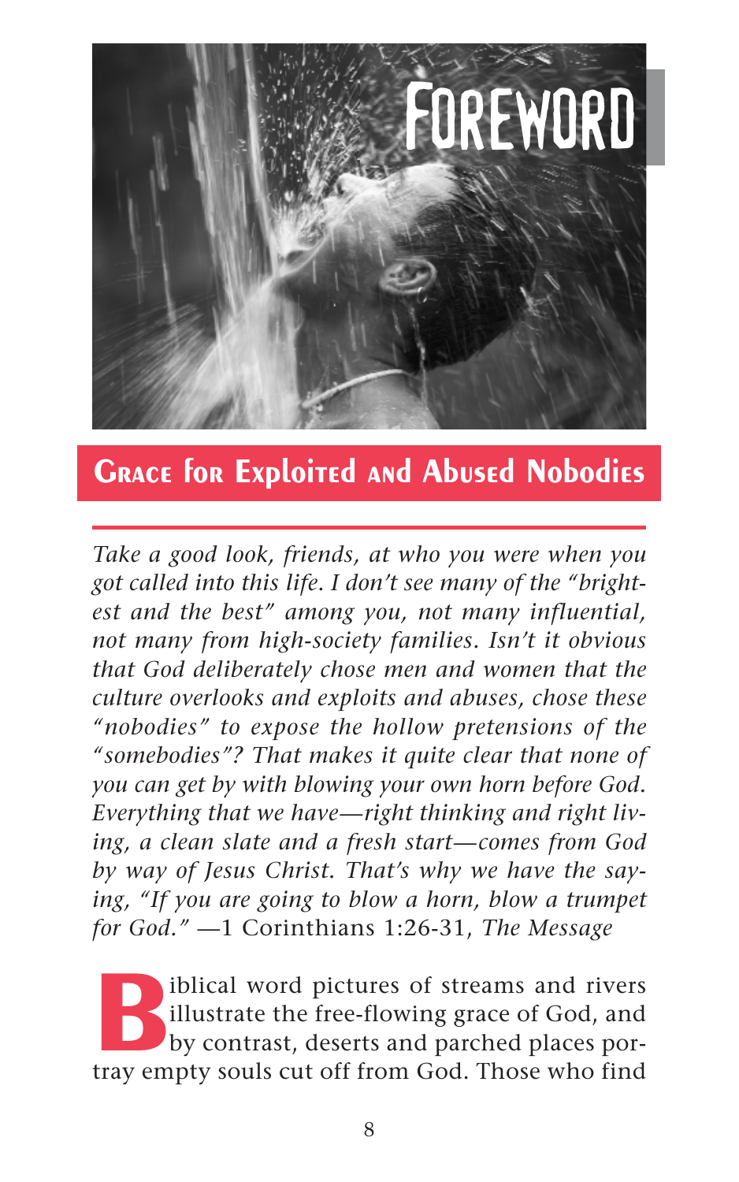# Foreword

## Grace for Exploited and Abused Nobodies

*Take a good look, friends, at who you were when you got called into this life. I don't see many of the "brightest and the best" among you, not many influential, not many from high-society families. Isn't it obvious that God deliberately chose men and women that the culture overlooks and exploits and abuses, chose these "nobodies" to expose the hollow pretensions of the "somebodies"? That makes it quite clear that none of you can get by with blowing your own horn before God. Everything that we have—right thinking and right living, a clean slate and a fresh start—comes from God by way of Jesus Christ. That's why we have the saying, "If you are going to blow a horn, blow a trumpet for God."* —1 Corinthians 1:26-31, *The Message*

Biblical word pictures of streams and rivers illustrate the free-flowing grace of God, and by contrast, deserts and parched places portray empty souls cut off from God. Those who find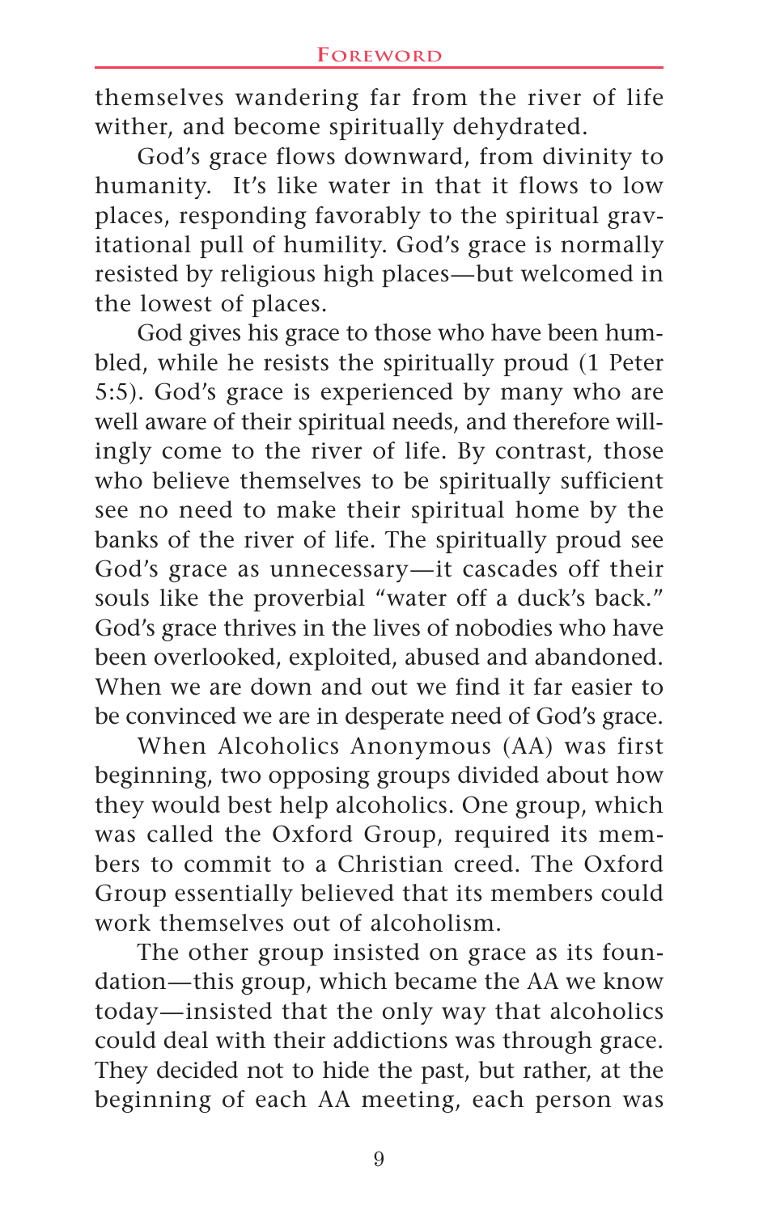themselves wandering far from the river of life wither, and become spiritually dehydrated.

God's grace flows downward, from divinity to humanity. It's like water in that it flows to low places, responding favorably to the spiritual gravitational pull of humility. God's grace is normally resisted by religious high places—but welcomed in the lowest of places.

God gives his grace to those who have been humbled, while he resists the spiritually proud (1 Peter 5:5). God's grace is experienced by many who are well aware of their spiritual needs, and therefore willingly come to the river of life. By contrast, those who believe themselves to be spiritually sufficient see no need to make their spiritual home by the banks of the river of life. The spiritually proud see God's grace as unnecessary—it cascades off their souls like the proverbial "water off a duck's back." God's grace thrives in the lives of nobodies who have been overlooked, exploited, abused and abandoned. When we are down and out we find it far easier to be convinced we are in desperate need of God's grace.

When Alcoholics Anonymous (AA) was first beginning, two opposing groups divided about how they would best help alcoholics. One group, which was called the Oxford Group, required its members to commit to a Christian creed. The Oxford Group essentially believed that its members could work themselves out of alcoholism.

The other group insisted on grace as its foundation—this group, which became the AA we know today—insisted that the only way that alcoholics could deal with their addictions was through grace. They decided not to hide the past, but rather, at the beginning of each AA meeting, each person was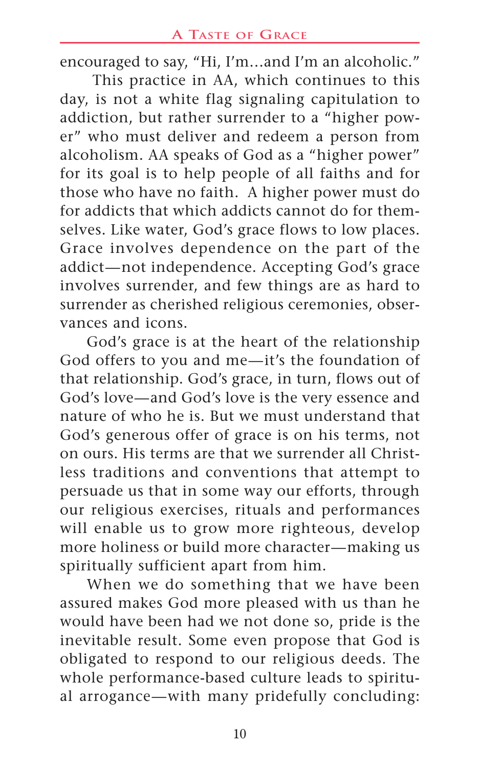encouraged to say, "Hi, I'm…and I'm an alcoholic."

This practice in AA, which continues to this day, is not a white flag signaling capitulation to addiction, but rather surrender to a "higher power" who must deliver and redeem a person from alcoholism. AA speaks of God as a "higher power" for its goal is to help people of all faiths and for those who have no faith. A higher power must do for addicts that which addicts cannot do for themselves. Like water, God's grace flows to low places. Grace involves dependence on the part of the addict—not independence. Accepting God's grace involves surrender, and few things are as hard to surrender as cherished religious ceremonies, observances and icons.

God's grace is at the heart of the relationship God offers to you and me—it's the foundation of that relationship. God's grace, in turn, flows out of God's love—and God's love is the very essence and nature of who he is. But we must understand that God's generous offer of grace is on his terms, not on ours. His terms are that we surrender all Christless traditions and conventions that attempt to persuade us that in some way our efforts, through our religious exercises, rituals and performances will enable us to grow more righteous, develop more holiness or build more character—making us spiritually sufficient apart from him.

When we do something that we have been assured makes God more pleased with us than he would have been had we not done so, pride is the inevitable result. Some even propose that God is obligated to respond to our religious deeds. The whole performance-based culture leads to spiritual arrogance—with many pridefully concluding: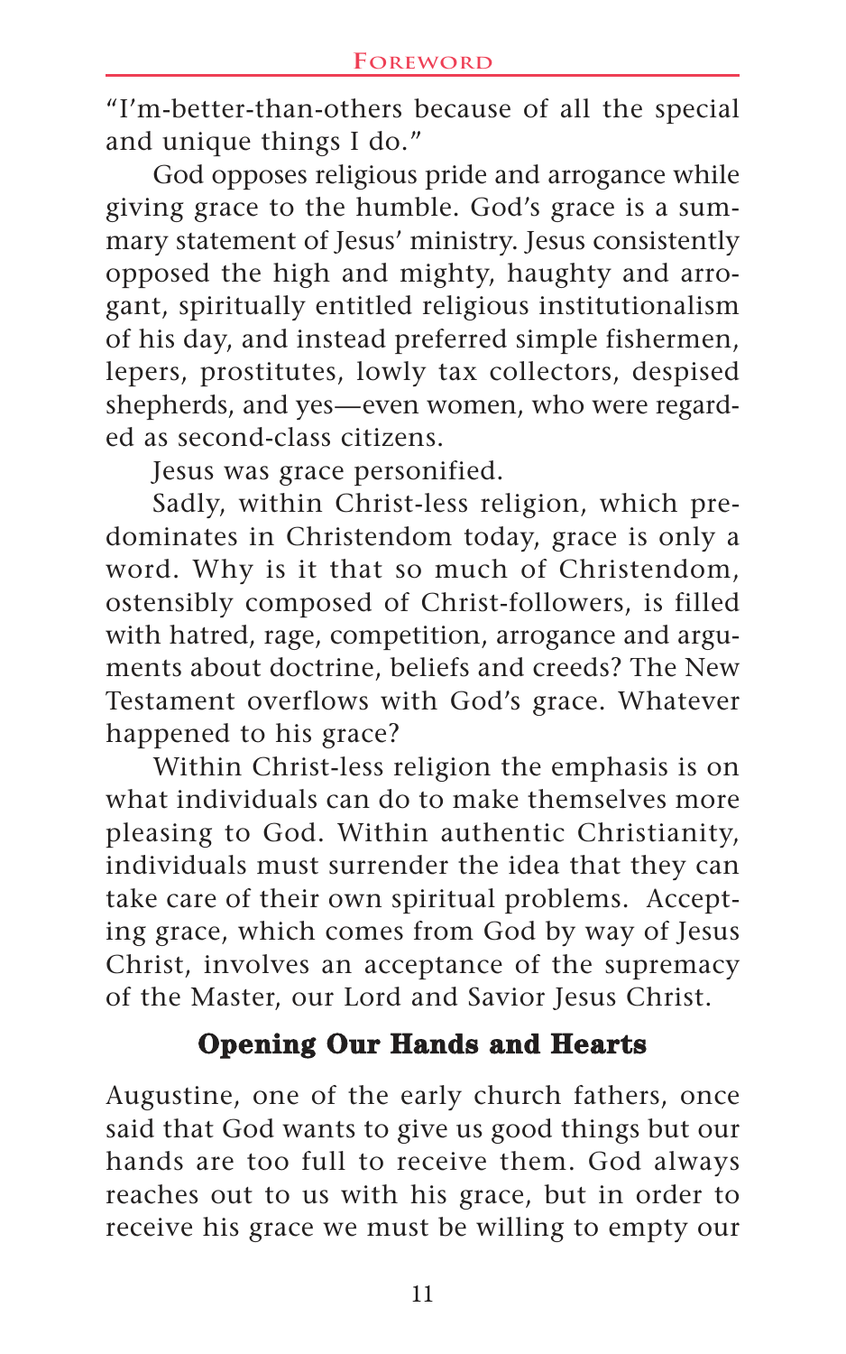"I'm-better-than-others because of all the special and unique things I do."

God opposes religious pride and arrogance while giving grace to the humble. God's grace is a summary statement of Jesus' ministry. Jesus consistently opposed the high and mighty, haughty and arrogant, spiritually entitled religious institutionalism of his day, and instead preferred simple fishermen, lepers, prostitutes, lowly tax collectors, despised shepherds, and yes—even women, who were regarded as second-class citizens.

Jesus was grace personified.

Sadly, within Christ-less religion, which predominates in Christendom today, grace is only a word. Why is it that so much of Christendom, ostensibly composed of Christ-followers, is filled with hatred, rage, competition, arrogance and arguments about doctrine, beliefs and creeds? The New Testament overflows with God's grace. Whatever happened to his grace?

Within Christ-less religion the emphasis is on what individuals can do to make themselves more pleasing to God. Within authentic Christianity, individuals must surrender the idea that they can take care of their own spiritual problems. Accepting grace, which comes from God by way of Jesus Christ, involves an acceptance of the supremacy of the Master, our Lord and Savior Jesus Christ.

## Opening Our Hands and Hearts

Augustine, one of the early church fathers, once said that God wants to give us good things but our hands are too full to receive them. God always reaches out to us with his grace, but in order to receive his grace we must be willing to empty our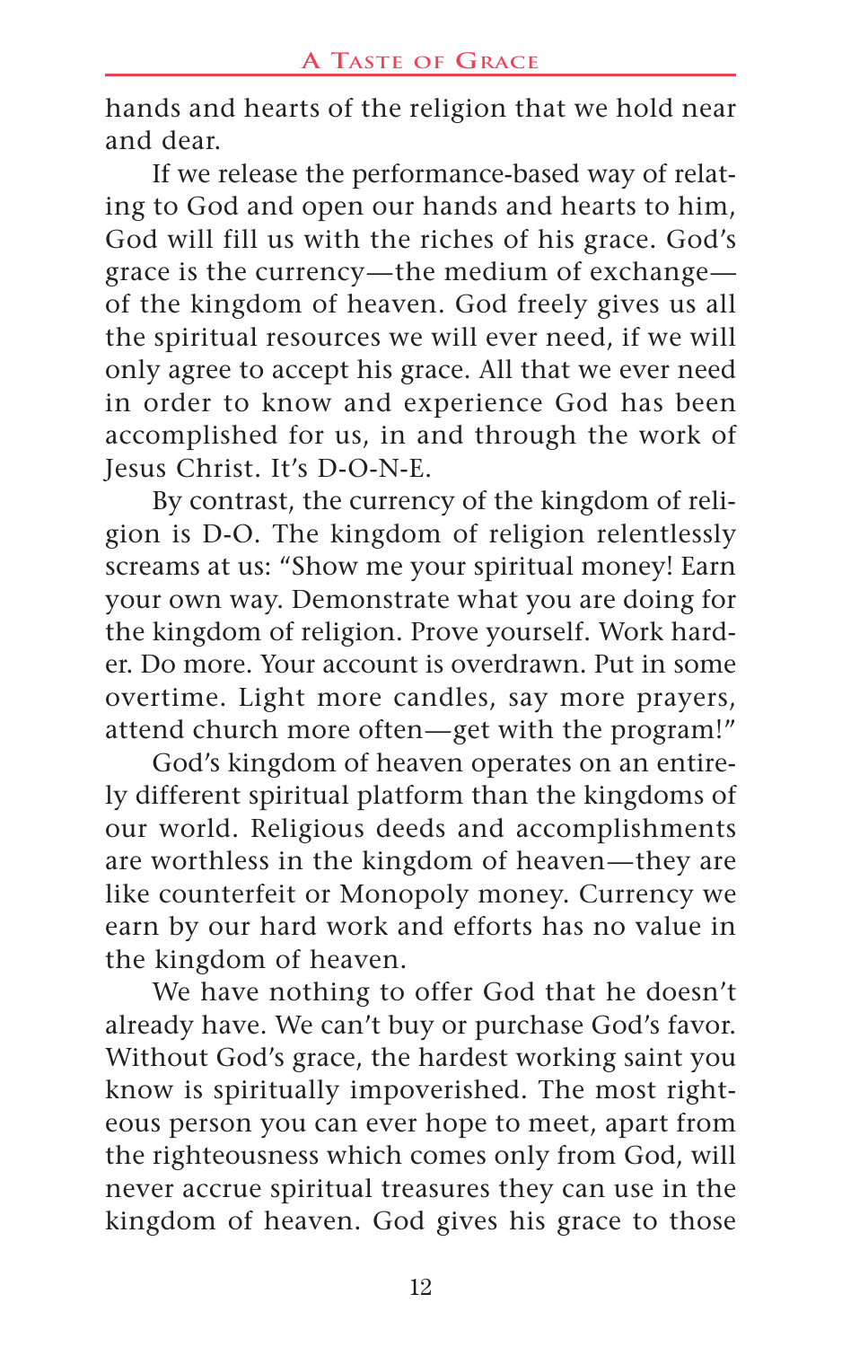hands and hearts of the religion that we hold near and dear.

If we release the performance-based way of relating to God and open our hands and hearts to him, God will fill us with the riches of his grace. God's grace is the currency—the medium of exchange—of the kingdom of heaven. God freely gives us all the spiritual resources we will ever need, if we will only agree to accept his grace. All that we ever need in order to know and experience God has been accomplished for us, in and through the work of Jesus Christ. It's D-O-N-E.

By contrast, the currency of the kingdom of religion is D-O. The kingdom of religion relentlessly screams at us: "Show me your spiritual money! Earn your own way. Demonstrate what you are doing for the kingdom of religion. Prove yourself. Work harder. Do more. Your account is overdrawn. Put in some overtime. Light more candles, say more prayers, attend church more often—get with the program!"

God's kingdom of heaven operates on an entirely different spiritual platform than the kingdoms of our world. Religious deeds and accomplishments are worthless in the kingdom of heaven—they are like counterfeit or Monopoly money. Currency we earn by our hard work and efforts has no value in the kingdom of heaven.

We have nothing to offer God that he doesn't already have. We can't buy or purchase God's favor. Without God's grace, the hardest working saint you know is spiritually impoverished. The most righteous person you can ever hope to meet, apart from the righteousness which comes only from God, will never accrue spiritual treasures they can use in the kingdom of heaven. God gives his grace to those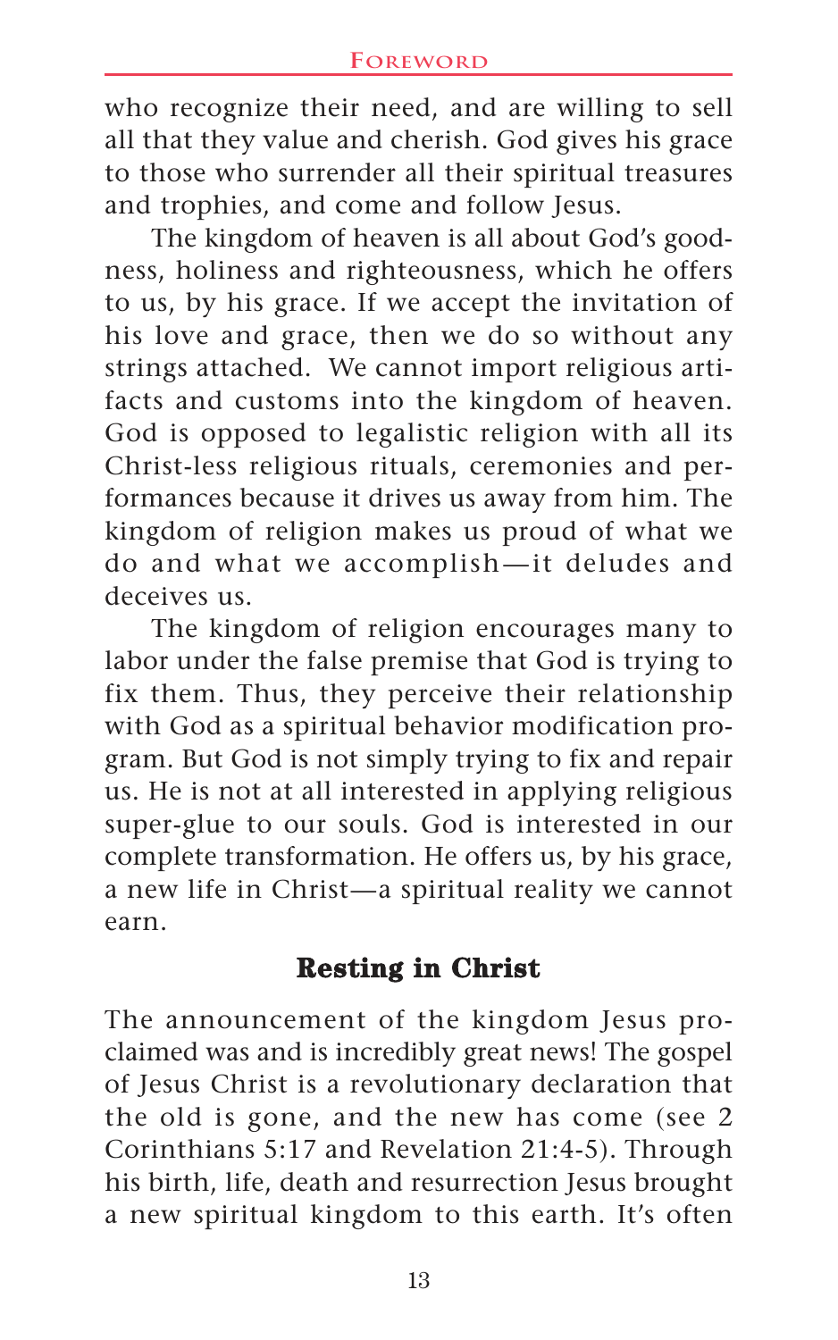who recognize their need, and are willing to sell all that they value and cherish. God gives his grace to those who surrender all their spiritual treasures and trophies, and come and follow Jesus.

The kingdom of heaven is all about God's goodness, holiness and righteousness, which he offers to us, by his grace. If we accept the invitation of his love and grace, then we do so without any strings attached. We cannot import religious artifacts and customs into the kingdom of heaven. God is opposed to legalistic religion with all its Christ-less religious rituals, ceremonies and performances because it drives us away from him. The kingdom of religion makes us proud of what we do and what we accomplish—it deludes and deceives us.

The kingdom of religion encourages many to labor under the false premise that God is trying to fix them. Thus, they perceive their relationship with God as a spiritual behavior modification program. But God is not simply trying to fix and repair us. He is not at all interested in applying religious super-glue to our souls. God is interested in our complete transformation. He offers us, by his grace, a new life in Christ—a spiritual reality we cannot earn.

## Resting in Christ

The announcement of the kingdom Jesus proclaimed was and is incredibly great news! The gospel of Jesus Christ is a revolutionary declaration that the old is gone, and the new has come (see 2 Corinthians 5:17 and Revelation 21:4-5). Through his birth, life, death and resurrection Jesus brought a new spiritual kingdom to this earth. It's often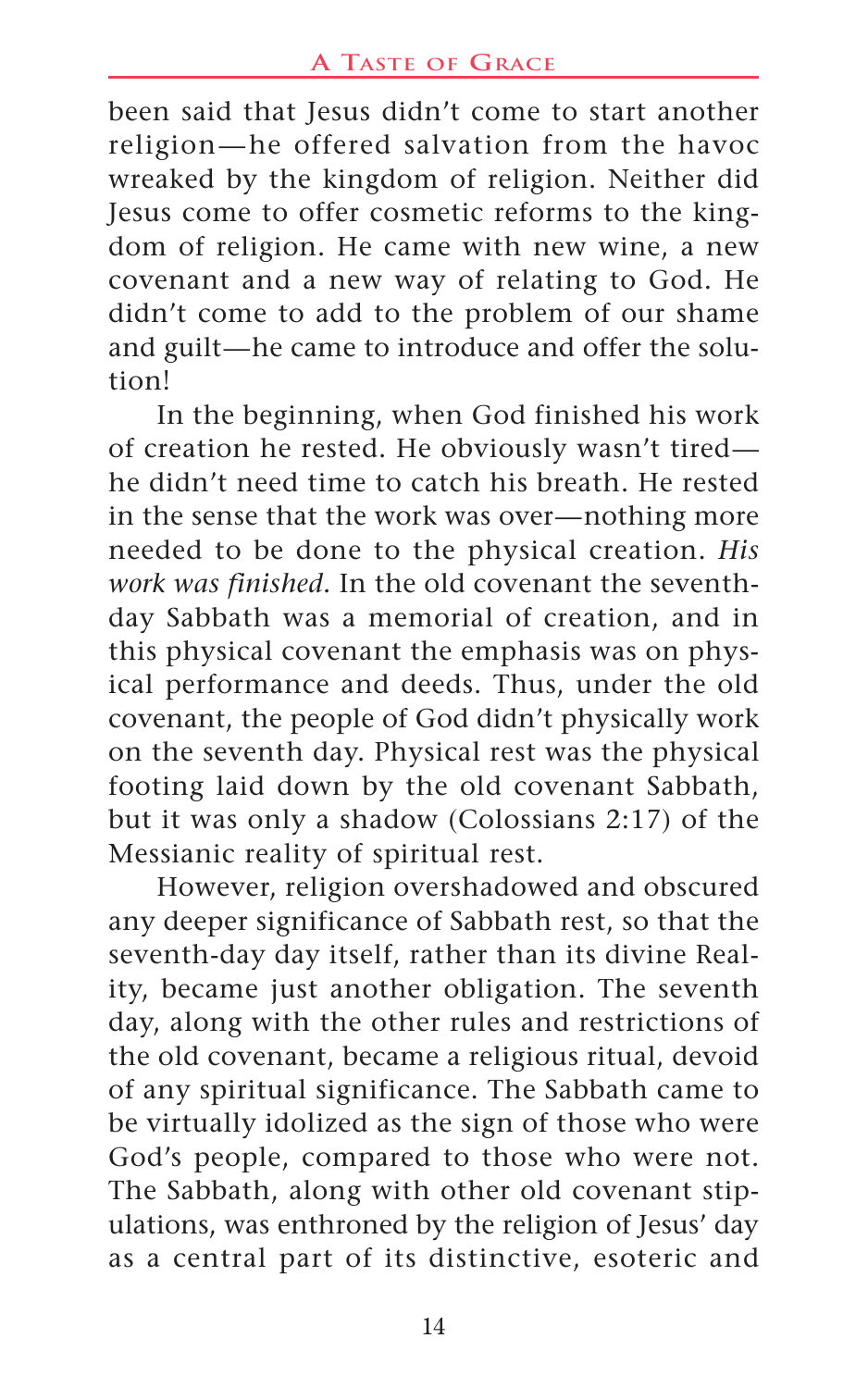been said that Jesus didn't come to start another religion—he offered salvation from the havoc wreaked by the kingdom of religion. Neither did Jesus come to offer cosmetic reforms to the kingdom of religion. He came with new wine, a new covenant and a new way of relating to God. He didn't come to add to the problem of our shame and guilt—he came to introduce and offer the solution!

In the beginning, when God finished his work of creation he rested. He obviously wasn't tired—he didn't need time to catch his breath. He rested in the sense that the work was over—nothing more needed to be done to the physical creation. *His work was finished.* In the old covenant the seventh-day Sabbath was a memorial of creation, and in this physical covenant the emphasis was on physical performance and deeds. Thus, under the old covenant, the people of God didn't physically work on the seventh day. Physical rest was the physical footing laid down by the old covenant Sabbath, but it was only a shadow (Colossians 2:17) of the Messianic reality of spiritual rest.

However, religion overshadowed and obscured any deeper significance of Sabbath rest, so that the seventh-day day itself, rather than its divine Reality, became just another obligation. The seventh day, along with the other rules and restrictions of the old covenant, became a religious ritual, devoid of any spiritual significance. The Sabbath came to be virtually idolized as the sign of those who were God's people, compared to those who were not. The Sabbath, along with other old covenant stipulations, was enthroned by the religion of Jesus' day as a central part of its distinctive, esoteric and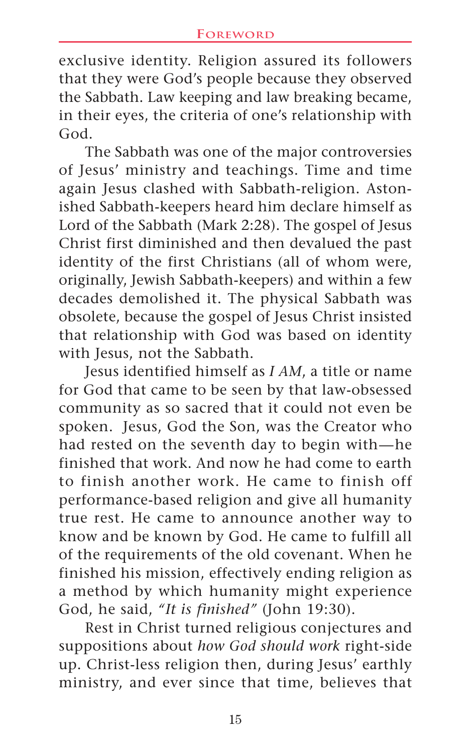exclusive identity. Religion assured its followers that they were God's people because they observed the Sabbath. Law keeping and law breaking became, in their eyes, the criteria of one's relationship with God.

The Sabbath was one of the major controversies of Jesus' ministry and teachings. Time and time again Jesus clashed with Sabbath-religion. Astonished Sabbath-keepers heard him declare himself as Lord of the Sabbath (Mark 2:28). The gospel of Jesus Christ first diminished and then devalued the past identity of the first Christians (all of whom were, originally, Jewish Sabbath-keepers) and within a few decades demolished it. The physical Sabbath was obsolete, because the gospel of Jesus Christ insisted that relationship with God was based on identity with Jesus, not the Sabbath.

Jesus identified himself as *I AM*, a title or name for God that came to be seen by that law-obsessed community as so sacred that it could not even be spoken. Jesus, God the Son, was the Creator who had rested on the seventh day to begin with—he finished that work. And now he had come to earth to finish another work. He came to finish off performance-based religion and give all humanity true rest. He came to announce another way to know and be known by God. He came to fulfill all of the requirements of the old covenant. When he finished his mission, effectively ending religion as a method by which humanity might experience God, he said, *"It is finished"* (John 19:30).

Rest in Christ turned religious conjectures and suppositions about *how God should work* right-side up. Christ-less religion then, during Jesus' earthly ministry, and ever since that time, believes that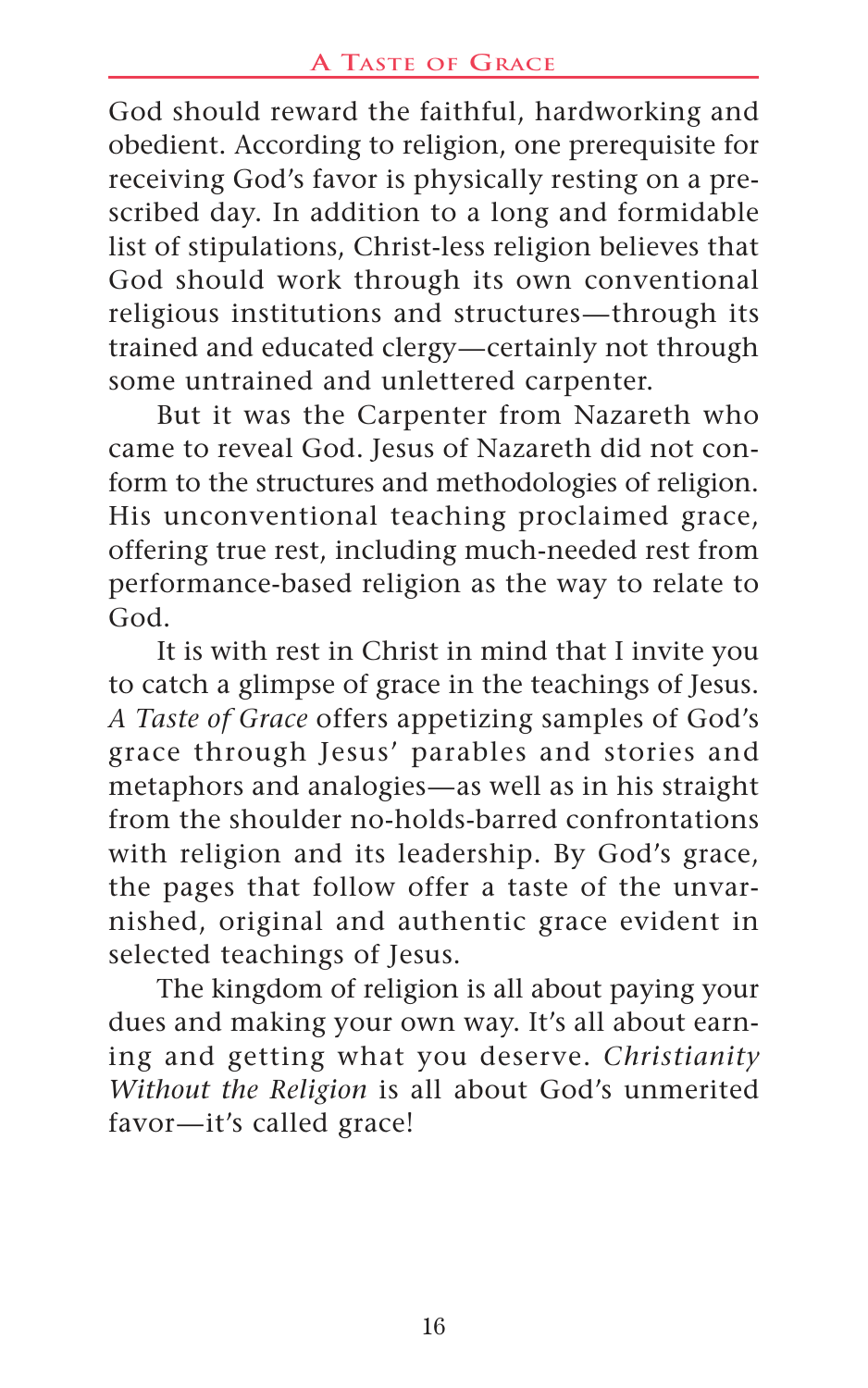God should reward the faithful, hardworking and obedient. According to religion, one prerequisite for receiving God's favor is physically resting on a prescribed day. In addition to a long and formidable list of stipulations, Christ-less religion believes that God should work through its own conventional religious institutions and structures—through its trained and educated clergy—certainly not through some untrained and unlettered carpenter.

But it was the Carpenter from Nazareth who came to reveal God. Jesus of Nazareth did not conform to the structures and methodologies of religion. His unconventional teaching proclaimed grace, offering true rest, including much-needed rest from performance-based religion as the way to relate to God.

It is with rest in Christ in mind that I invite you to catch a glimpse of grace in the teachings of Jesus. *A Taste of Grace* offers appetizing samples of God's grace through Jesus' parables and stories and metaphors and analogies—as well as in his straight from the shoulder no-holds-barred confrontations with religion and its leadership. By God's grace, the pages that follow offer a taste of the unvarnished, original and authentic grace evident in selected teachings of Jesus.

The kingdom of religion is all about paying your dues and making your own way. It's all about earning and getting what you deserve. *Christianity Without the Religion* is all about God's unmerited favor—it's called grace!